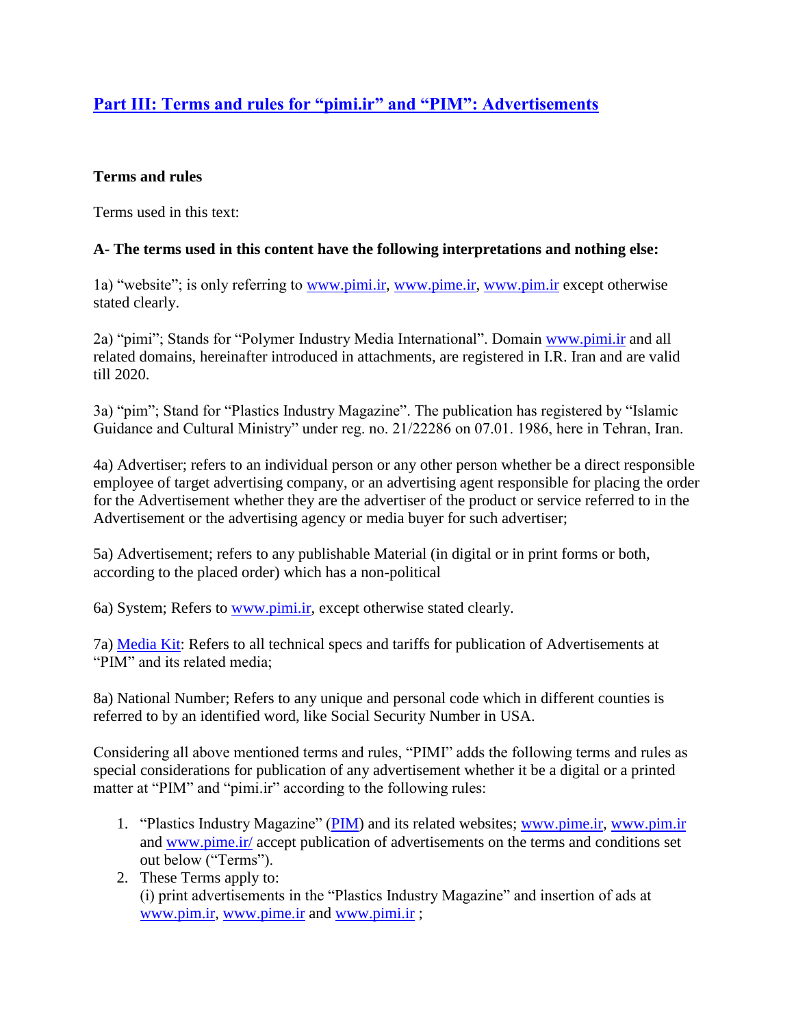## Part III: Terms and rules for "pimi.ir" and "PIM": Advertisements

**Terms and rules**

Terms used in this text:

**A- The terms used in this content have the following interpretations and nothing else:**

1a) "website"; is only referring to www.pimi.ir, www.pime.ir, www.pim.ir except otherwise stated clearly.

2a) "pimi"; Stands for "Polymer Industry Media International". Domain www.pimi.ir and all related domains, hereinafter introduced in attachments, are registered in I.R. Iran and are valid till 2020.

3a) "pim"; Stand for "Plastics Industry Magazine". The publication has registered by "Islamic Guidance and Cultural Ministry" under reg. no. 21/22286 on 07.01. 1986, here in Tehran, Iran.

4a) Advertiser; refers to an individual person or any other person whether be a direct responsible employee of target advertising company, or an advertising agent responsible for placing the order for the Advertisement whether they are the advertiser of the product or service referred to in the Advertisement or the advertising agency or media buyer for such advertiser;

5a) Advertisement; refers to any publishable Material (in digital or in print forms or both, according to the placed order) which has a non-political

6a) System; Refers to www.pimi.ir, except otherwise stated clearly.

7a) Media Kit: Refers to all technical specs and tariffs for publication of Advertisements at "PIM" and its related media;

8a) National Number; Refers to any unique and personal code which in different counties is referred to by an identified word, like Social Security Number in USA.

Considering all above mentioned terms and rules, "PIMI" adds the following terms and rules as special considerations for publication of any advertisement whether it be a digital or a printed matter at "PIM" and "pimi.ir" according to the following rules:

1. "Plastics Industry Magazine" (PIM) and its related websites; www.pime.ir, www.pim.ir and www.pime.ir/ accept publication of advertisements on the terms and conditions set out below ("Terms").
2. These Terms apply to:
   (i) print advertisements in the "Plastics Industry Magazine" and insertion of ads at www.pim.ir, www.pime.ir and www.pimi.ir ;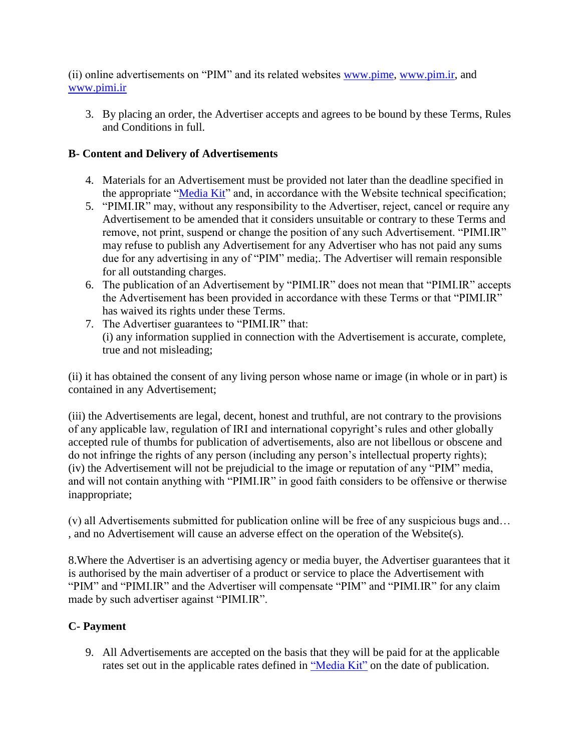(ii) online advertisements on “PIM” and its related websites www.pime, www.pim.ir, and www.pimi.ir

3. By placing an order, the Advertiser accepts and agrees to be bound by these Terms, Rules and Conditions in full.

**B- Content and Delivery of Advertisements**

4. Materials for an Advertisement must be provided not later than the deadline specified in the appropriate “Media Kit” and, in accordance with the Website technical specification;
5. “PIMI.IR” may, without any responsibility to the Advertiser, reject, cancel or require any Advertisement to be amended that it considers unsuitable or contrary to these Terms and remove, not print, suspend or change the position of any such Advertisement. “PIMI.IR” may refuse to publish any Advertisement for any Advertiser who has not paid any sums due for any advertising in any of “PIM” media;. The Advertiser will remain responsible for all outstanding charges.
6. The publication of an Advertisement by “PIMI.IR” does not mean that “PIMI.IR” accepts the Advertisement has been provided in accordance with these Terms or that “PIMI.IR” has waived its rights under these Terms.
7. The Advertiser guarantees to “PIMI.IR” that:
   (i) any information supplied in connection with the Advertisement is accurate, complete, true and not misleading;

(ii) it has obtained the consent of any living person whose name or image (in whole or in part) is contained in any Advertisement;

(iii) the Advertisements are legal, decent, honest and truthful, are not contrary to the provisions of any applicable law, regulation of IRI and international copyright’s rules and other globally accepted rule of thumbs for publication of advertisements, also are not libellous or obscene and do not infringe the rights of any person (including any person’s intellectual property rights);
(iv) the Advertisement will not be prejudicial to the image or reputation of any “PIM” media, and will not contain anything with “PIMI.IR” in good faith considers to be offensive or therwise inappropriate;

(v) all Advertisements submitted for publication online will be free of any suspicious bugs and… , and no Advertisement will cause an adverse effect on the operation of the Website(s).

8.Where the Advertiser is an advertising agency or media buyer, the Advertiser guarantees that it is authorised by the main advertiser of a product or service to place the Advertisement with “PIM” and “PIMI.IR” and the Advertiser will compensate “PIM” and “PIMI.IR” for any claim made by such advertiser against “PIMI.IR”.

**C- Payment**

9. All Advertisements are accepted on the basis that they will be paid for at the applicable rates set out in the applicable rates defined in “Media Kit” on the date of publication.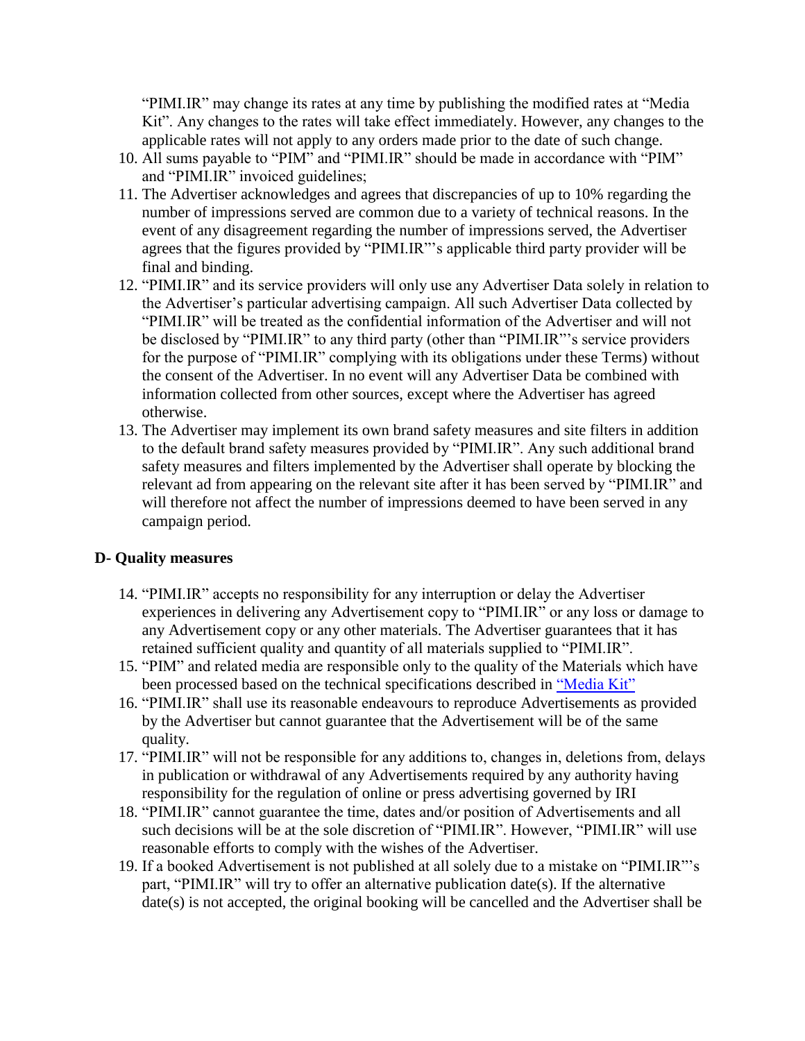"PIMI.IR" may change its rates at any time by publishing the modified rates at "Media Kit". Any changes to the rates will take effect immediately. However, any changes to the applicable rates will not apply to any orders made prior to the date of such change.

10. All sums payable to "PIM" and "PIMI.IR" should be made in accordance with "PIM" and "PIMI.IR" invoiced guidelines;
11. The Advertiser acknowledges and agrees that discrepancies of up to 10% regarding the number of impressions served are common due to a variety of technical reasons. In the event of any disagreement regarding the number of impressions served, the Advertiser agrees that the figures provided by "PIMI.IR"'s applicable third party provider will be final and binding.
12. "PIMI.IR" and its service providers will only use any Advertiser Data solely in relation to the Advertiser's particular advertising campaign. All such Advertiser Data collected by "PIMI.IR" will be treated as the confidential information of the Advertiser and will not be disclosed by "PIMI.IR" to any third party (other than "PIMI.IR"'s service providers for the purpose of "PIMI.IR" complying with its obligations under these Terms) without the consent of the Advertiser. In no event will any Advertiser Data be combined with information collected from other sources, except where the Advertiser has agreed otherwise.
13. The Advertiser may implement its own brand safety measures and site filters in addition to the default brand safety measures provided by "PIMI.IR". Any such additional brand safety measures and filters implemented by the Advertiser shall operate by blocking the relevant ad from appearing on the relevant site after it has been served by "PIMI.IR" and will therefore not affect the number of impressions deemed to have been served in any campaign period.

**D- Quality measures**

14. "PIMI.IR" accepts no responsibility for any interruption or delay the Advertiser experiences in delivering any Advertisement copy to "PIMI.IR" or any loss or damage to any Advertisement copy or any other materials. The Advertiser guarantees that it has retained sufficient quality and quantity of all materials supplied to "PIMI.IR".
15. "PIM" and related media are responsible only to the quality of the Materials which have been processed based on the technical specifications described in "Media Kit"
16. "PIMI.IR" shall use its reasonable endeavours to reproduce Advertisements as provided by the Advertiser but cannot guarantee that the Advertisement will be of the same quality.
17. "PIMI.IR" will not be responsible for any additions to, changes in, deletions from, delays in publication or withdrawal of any Advertisements required by any authority having responsibility for the regulation of online or press advertising governed by IRI
18. "PIMI.IR" cannot guarantee the time, dates and/or position of Advertisements and all such decisions will be at the sole discretion of "PIMI.IR". However, "PIMI.IR" will use reasonable efforts to comply with the wishes of the Advertiser.
19. If a booked Advertisement is not published at all solely due to a mistake on "PIMI.IR"'s part, "PIMI.IR" will try to offer an alternative publication date(s). If the alternative date(s) is not accepted, the original booking will be cancelled and the Advertiser shall be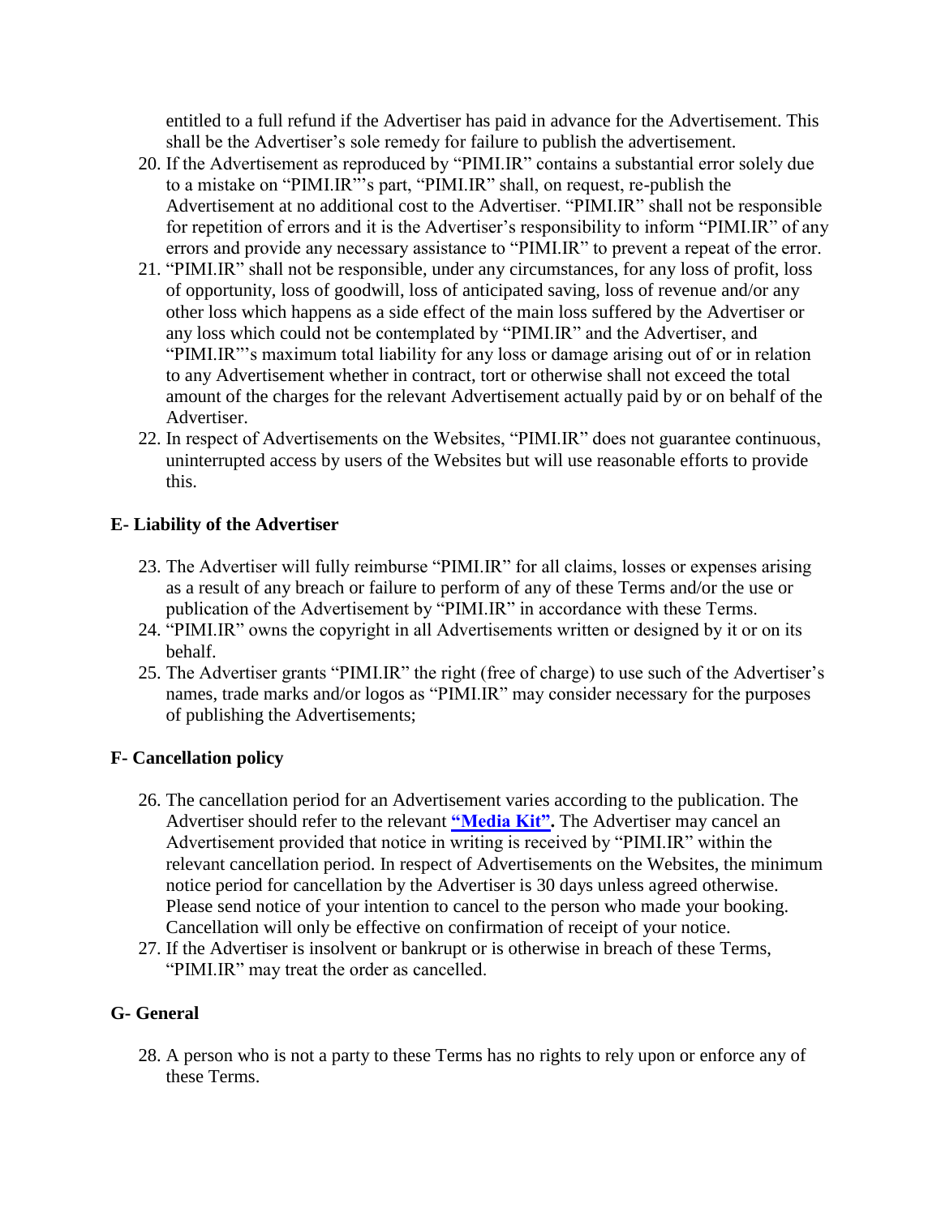entitled to a full refund if the Advertiser has paid in advance for the Advertisement. This shall be the Advertiser's sole remedy for failure to publish the advertisement.

20. If the Advertisement as reproduced by "PIMI.IR" contains a substantial error solely due to a mistake on "PIMI.IR"'s part, "PIMI.IR" shall, on request, re-publish the Advertisement at no additional cost to the Advertiser. "PIMI.IR" shall not be responsible for repetition of errors and it is the Advertiser's responsibility to inform "PIMI.IR" of any errors and provide any necessary assistance to "PIMI.IR" to prevent a repeat of the error.
21. "PIMI.IR" shall not be responsible, under any circumstances, for any loss of profit, loss of opportunity, loss of goodwill, loss of anticipated saving, loss of revenue and/or any other loss which happens as a side effect of the main loss suffered by the Advertiser or any loss which could not be contemplated by "PIMI.IR" and the Advertiser, and "PIMI.IR"'s maximum total liability for any loss or damage arising out of or in relation to any Advertisement whether in contract, tort or otherwise shall not exceed the total amount of the charges for the relevant Advertisement actually paid by or on behalf of the Advertiser.
22. In respect of Advertisements on the Websites, "PIMI.IR" does not guarantee continuous, uninterrupted access by users of the Websites but will use reasonable efforts to provide this.

### E- Liability of the Advertiser

23. The Advertiser will fully reimburse "PIMI.IR" for all claims, losses or expenses arising as a result of any breach or failure to perform of any of these Terms and/or the use or publication of the Advertisement by "PIMI.IR" in accordance with these Terms.
24. "PIMI.IR" owns the copyright in all Advertisements written or designed by it or on its behalf.
25. The Advertiser grants "PIMI.IR" the right (free of charge) to use such of the Advertiser's names, trade marks and/or logos as "PIMI.IR" may consider necessary for the purposes of publishing the Advertisements;

### F- Cancellation policy

26. The cancellation period for an Advertisement varies according to the publication. The Advertiser should refer to the relevant **"Media Kit".** The Advertiser may cancel an Advertisement provided that notice in writing is received by "PIMI.IR" within the relevant cancellation period. In respect of Advertisements on the Websites, the minimum notice period for cancellation by the Advertiser is 30 days unless agreed otherwise. Please send notice of your intention to cancel to the person who made your booking. Cancellation will only be effective on confirmation of receipt of your notice.
27. If the Advertiser is insolvent or bankrupt or is otherwise in breach of these Terms, "PIMI.IR" may treat the order as cancelled.

### G- General

28. A person who is not a party to these Terms has no rights to rely upon or enforce any of these Terms.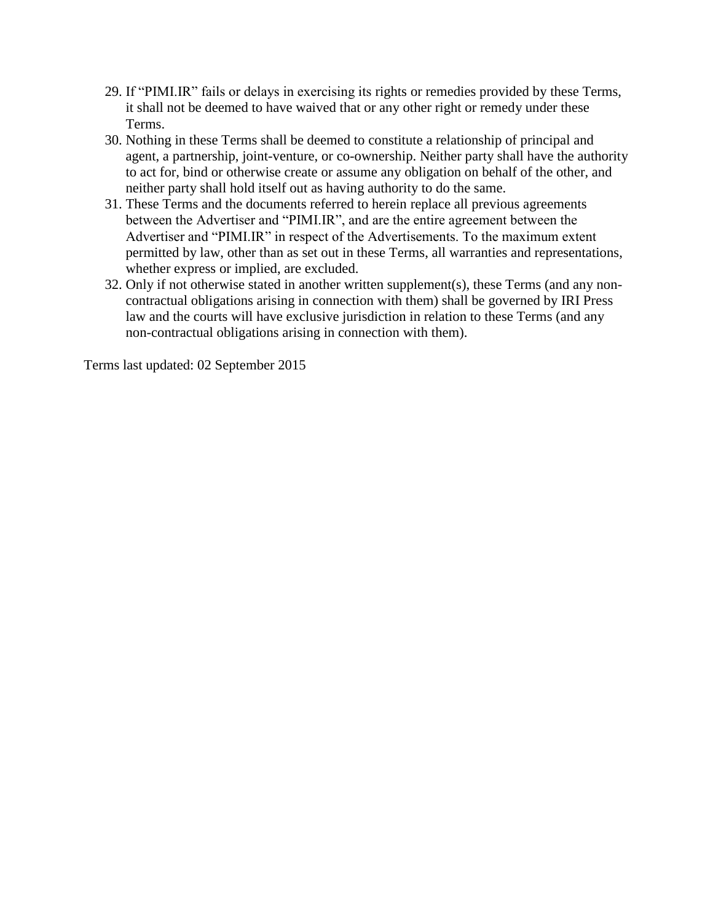29. If "PIMI.IR" fails or delays in exercising its rights or remedies provided by these Terms, it shall not be deemed to have waived that or any other right or remedy under these Terms.
30. Nothing in these Terms shall be deemed to constitute a relationship of principal and agent, a partnership, joint-venture, or co-ownership. Neither party shall have the authority to act for, bind or otherwise create or assume any obligation on behalf of the other, and neither party shall hold itself out as having authority to do the same.
31. These Terms and the documents referred to herein replace all previous agreements between the Advertiser and "PIMI.IR", and are the entire agreement between the Advertiser and "PIMI.IR" in respect of the Advertisements. To the maximum extent permitted by law, other than as set out in these Terms, all warranties and representations, whether express or implied, are excluded.
32. Only if not otherwise stated in another written supplement(s), these Terms (and any non-contractual obligations arising in connection with them) shall be governed by IRI Press law and the courts will have exclusive jurisdiction in relation to these Terms (and any non-contractual obligations arising in connection with them).

Terms last updated: 02 September 2015